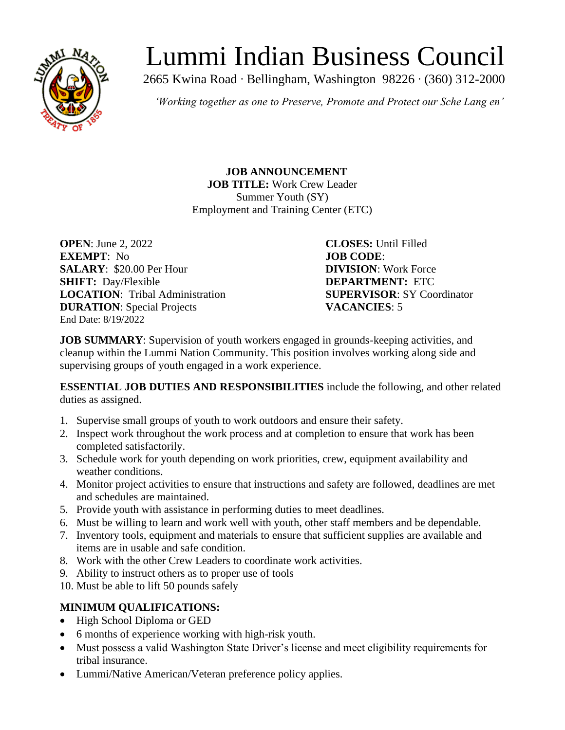# Lummi Indian Business Council

2665 Kwina Road · Bellingham, Washington 98226 · (360) 312-2000

*'Working together as one to Preserve, Promote and Protect our Sche Lang en'*

**JOB ANNOUNCEMENT**
**JOB TITLE:** Work Crew Leader
Summer Youth (SY)
Employment and Training Center (ETC)

**OPEN**: June 2, 2022
**EXEMPT**: No
**SALARY**: $20.00 Per Hour
**SHIFT:** Day/Flexible
**LOCATION**: Tribal Administration
**DURATION**: Special Projects
End Date: 8/19/2022

**CLOSES:** Until Filled
**JOB CODE**:
**DIVISION**: Work Force
**DEPARTMENT:** ETC
**SUPERVISOR**: SY Coordinator
**VACANCIES**: 5

**JOB SUMMARY**: Supervision of youth workers engaged in grounds-keeping activities, and cleanup within the Lummi Nation Community. This position involves working along side and supervising groups of youth engaged in a work experience.

**ESSENTIAL JOB DUTIES AND RESPONSIBILITIES** include the following, and other related duties as assigned.

1. Supervise small groups of youth to work outdoors and ensure their safety.
2. Inspect work throughout the work process and at completion to ensure that work has been completed satisfactorily.
3. Schedule work for youth depending on work priorities, crew, equipment availability and weather conditions.
4. Monitor project activities to ensure that instructions and safety are followed, deadlines are met and schedules are maintained.
5. Provide youth with assistance in performing duties to meet deadlines.
6. Must be willing to learn and work well with youth, other staff members and be dependable.
7. Inventory tools, equipment and materials to ensure that sufficient supplies are available and items are in usable and safe condition.
8. Work with the other Crew Leaders to coordinate work activities.
9. Ability to instruct others as to proper use of tools
10. Must be able to lift 50 pounds safely

**MINIMUM QUALIFICATIONS:**

- High School Diploma or GED
- 6 months of experience working with high-risk youth.
- Must possess a valid Washington State Driver's license and meet eligibility requirements for tribal insurance.
- Lummi/Native American/Veteran preference policy applies.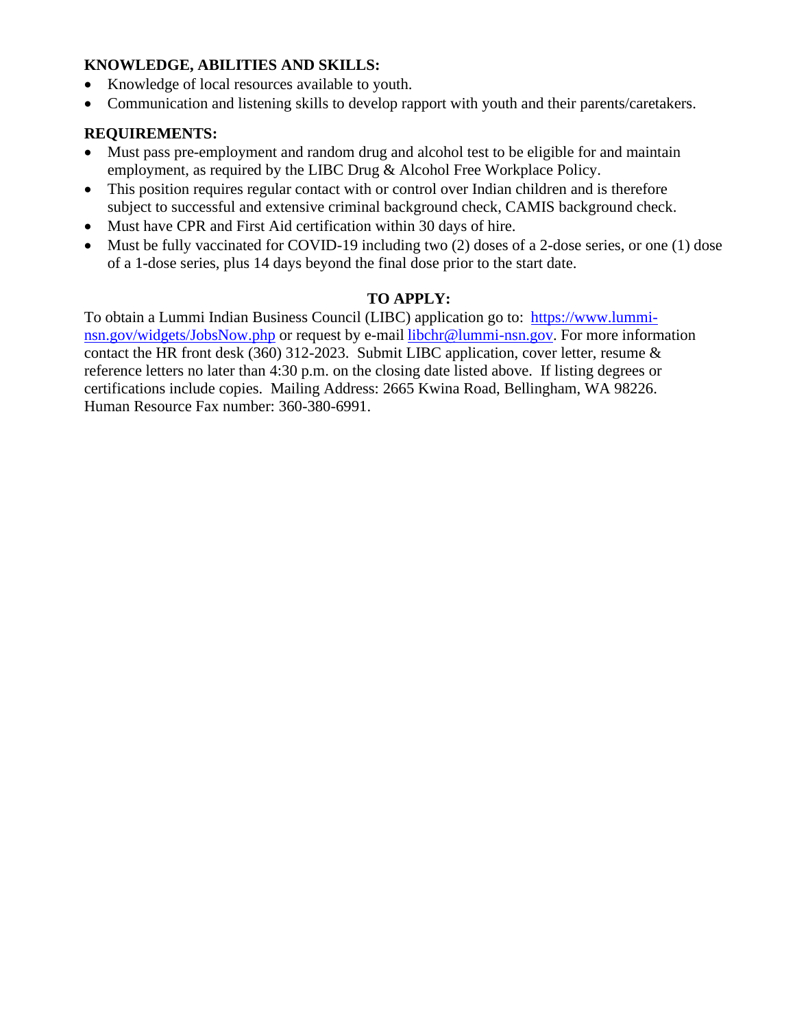**KNOWLEDGE, ABILITIES AND SKILLS:**

- Knowledge of local resources available to youth.
- Communication and listening skills to develop rapport with youth and their parents/caretakers.

**REQUIREMENTS:**

- Must pass pre-employment and random drug and alcohol test to be eligible for and maintain employment, as required by the LIBC Drug & Alcohol Free Workplace Policy.
- This position requires regular contact with or control over Indian children and is therefore subject to successful and extensive criminal background check, CAMIS background check.
- Must have CPR and First Aid certification within 30 days of hire.
- Must be fully vaccinated for COVID-19 including two (2) doses of a 2-dose series, or one (1) dose of a 1-dose series, plus 14 days beyond the final dose prior to the start date.

**TO APPLY:**

To obtain a Lummi Indian Business Council (LIBC) application go to: [https://www.lummi-nsn.gov/widgets/JobsNow.php](https://www.lummi-nsn.gov/widgets/JobsNow.php) or request by e-mail [libchr@lummi-nsn.gov](mailto:libchr@lummi-nsn.gov). For more information contact the HR front desk (360) 312-2023. Submit LIBC application, cover letter, resume & reference letters no later than 4:30 p.m. on the closing date listed above. If listing degrees or certifications include copies. Mailing Address: 2665 Kwina Road, Bellingham, WA 98226. Human Resource Fax number: 360-380-6991.